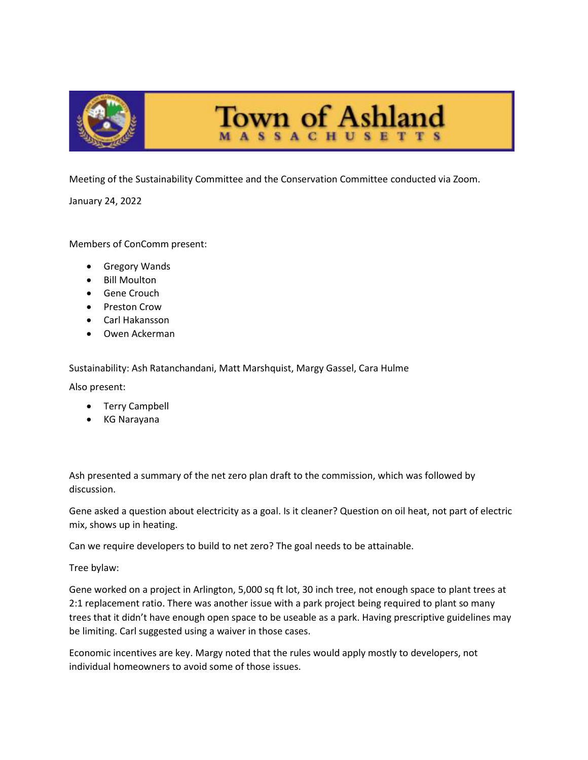# Town of Ashland

MASSACHUSETTS

Meeting of the Sustainability Committee and the Conservation Committee conducted via Zoom.

January 24, 2022

Members of ConComm present:

- Gregory Wands
- Bill Moulton
- Gene Crouch
- Preston Crow
- Carl Hakansson
- Owen Ackerman

Sustainability: Ash Ratanchandani, Matt Marshquist, Margy Gassel, Cara Hulme

Also present:

- Terry Campbell
- KG Narayana

Ash presented a summary of the net zero plan draft to the commission, which was followed by discussion.

Gene asked a question about electricity as a goal. Is it cleaner? Question on oil heat, not part of electric mix, shows up in heating.

Can we require developers to build to net zero? The goal needs to be attainable.

Tree bylaw:

Gene worked on a project in Arlington, 5,000 sq ft lot, 30 inch tree, not enough space to plant trees at 2:1 replacement ratio. There was another issue with a park project being required to plant so many trees that it didn't have enough open space to be useable as a park. Having prescriptive guidelines may be limiting. Carl suggested using a waiver in those cases.

Economic incentives are key. Margy noted that the rules would apply mostly to developers, not individual homeowners to avoid some of those issues.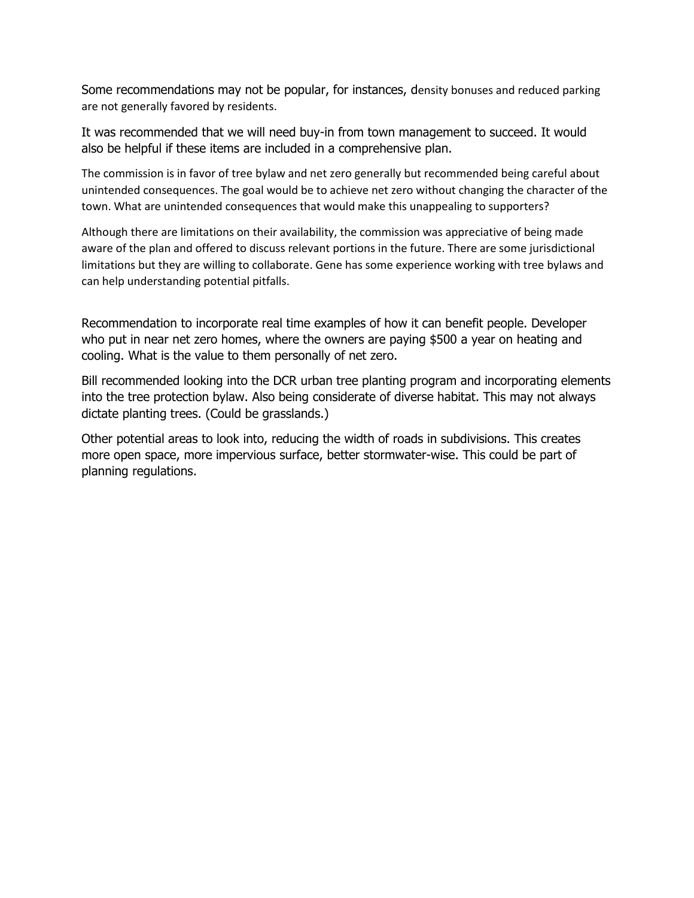Some recommendations may not be popular, for instances, density bonuses and reduced parking are not generally favored by residents.

It was recommended that we will need buy-in from town management to succeed. It would also be helpful if these items are included in a comprehensive plan.

The commission is in favor of tree bylaw and net zero generally but recommended being careful about unintended consequences. The goal would be to achieve net zero without changing the character of the town. What are unintended consequences that would make this unappealing to supporters?

Although there are limitations on their availability, the commission was appreciative of being made aware of the plan and offered to discuss relevant portions in the future. There are some jurisdictional limitations but they are willing to collaborate. Gene has some experience working with tree bylaws and can help understanding potential pitfalls.

Recommendation to incorporate real time examples of how it can benefit people. Developer who put in near net zero homes, where the owners are paying $500 a year on heating and cooling. What is the value to them personally of net zero.

Bill recommended looking into the DCR urban tree planting program and incorporating elements into the tree protection bylaw. Also being considerate of diverse habitat. This may not always dictate planting trees. (Could be grasslands.)

Other potential areas to look into, reducing the width of roads in subdivisions. This creates more open space, more impervious surface, better stormwater-wise. This could be part of planning regulations.